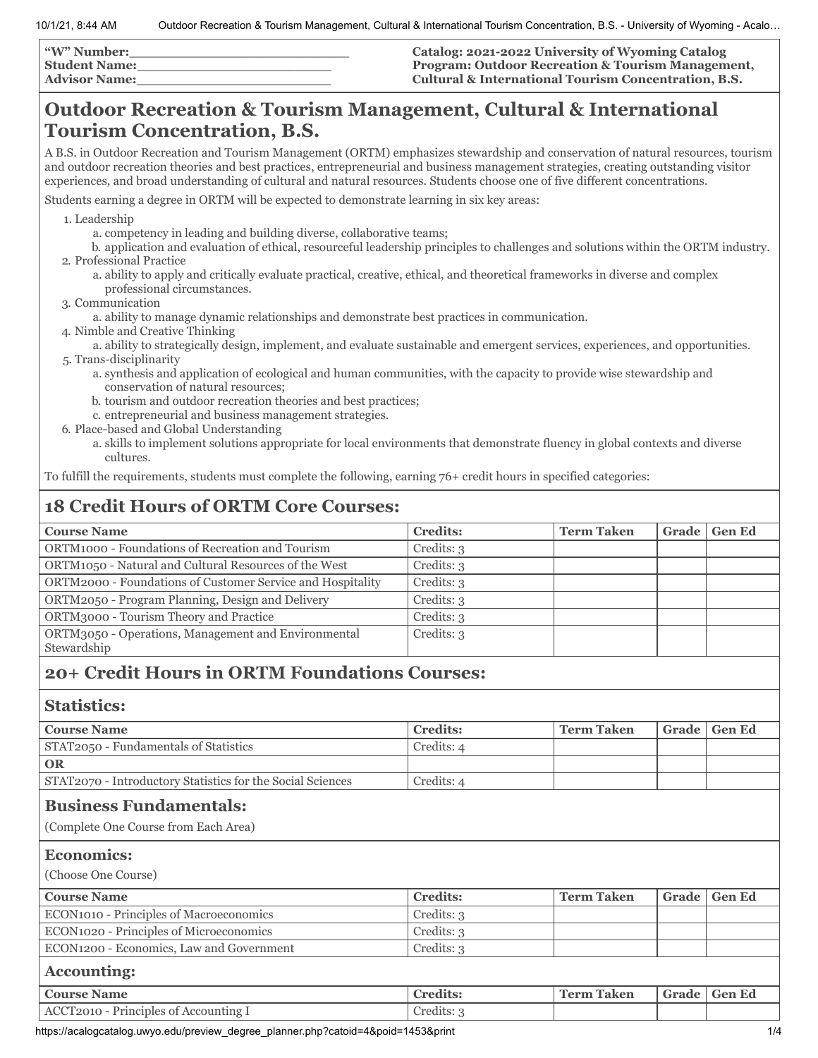**"W" Number:**\_\_\_\_\_\_\_\_\_\_\_\_\_\_\_\_\_\_\_\_\_\_\_\_\_
**Student Name:**\_\_\_\_\_\_\_\_\_\_\_\_\_\_\_\_\_\_\_\_\_\_\_
**Advisor Name:**\_\_\_\_\_\_\_\_\_\_\_\_\_\_\_\_\_\_\_\_\_\_\_

**Catalog: 2021-2022 University of Wyoming Catalog**
**Program: Outdoor Recreation & Tourism Management, Cultural & International Tourism Concentration, B.S.**

# Outdoor Recreation & Tourism Management, Cultural & International Tourism Concentration, B.S.

A B.S. in Outdoor Recreation and Tourism Management (ORTM) emphasizes stewardship and conservation of natural resources, tourism and outdoor recreation theories and best practices, entrepreneurial and business management strategies, creating outstanding visitor experiences, and broad understanding of cultural and natural resources. Students choose one of five different concentrations.

Students earning a degree in ORTM will be expected to demonstrate learning in six key areas:

1. Leadership
   a. competency in leading and building diverse, collaborative teams;
   b. application and evaluation of ethical, resourceful leadership principles to challenges and solutions within the ORTM industry.
2. Professional Practice
   a. ability to apply and critically evaluate practical, creative, ethical, and theoretical frameworks in diverse and complex professional circumstances.
3. Communication
   a. ability to manage dynamic relationships and demonstrate best practices in communication.
4. Nimble and Creative Thinking
   a. ability to strategically design, implement, and evaluate sustainable and emergent services, experiences, and opportunities.
5. Trans-disciplinarity
   a. synthesis and application of ecological and human communities, with the capacity to provide wise stewardship and conservation of natural resources;
   b. tourism and outdoor recreation theories and best practices;
   c. entrepreneurial and business management strategies.
6. Place-based and Global Understanding
   a. skills to implement solutions appropriate for local environments that demonstrate fluency in global contexts and diverse cultures.

To fulfill the requirements, students must complete the following, earning 76+ credit hours in specified categories:

## 18 Credit Hours of ORTM Core Courses:

| Course Name | Credits: | Term Taken | Grade | Gen Ed |
|---|---|---|---|---|
| ORTM1000 - Foundations of Recreation and Tourism | Credits: 3 | | | |
| ORTM1050 - Natural and Cultural Resources of the West | Credits: 3 | | | |
| ORTM2000 - Foundations of Customer Service and Hospitality | Credits: 3 | | | |
| ORTM2050 - Program Planning, Design and Delivery | Credits: 3 | | | |
| ORTM3000 - Tourism Theory and Practice | Credits: 3 | | | |
| ORTM3050 - Operations, Management and Environmental Stewardship | Credits: 3 | | | |

## 20+ Credit Hours in ORTM Foundations Courses:

### Statistics:

| Course Name | Credits: | Term Taken | Grade | Gen Ed |
|---|---|---|---|---|
| STAT2050 - Fundamentals of Statistics | Credits: 4 | | | |
| **OR** | | | | |
| STAT2070 - Introductory Statistics for the Social Sciences | Credits: 4 | | | |

### Business Fundamentals:

(Complete One Course from Each Area)

### Economics:

(Choose One Course)

| Course Name | Credits: | Term Taken | Grade | Gen Ed |
|---|---|---|---|---|
| ECON1010 - Principles of Macroeconomics | Credits: 3 | | | |
| ECON1020 - Principles of Microeconomics | Credits: 3 | | | |
| ECON1200 - Economics, Law and Government | Credits: 3 | | | |

### Accounting:

| Course Name | Credits: | Term Taken | Grade | Gen Ed |
|---|---|---|---|---|
| ACCT2010 - Principles of Accounting I | Credits: 3 | | | |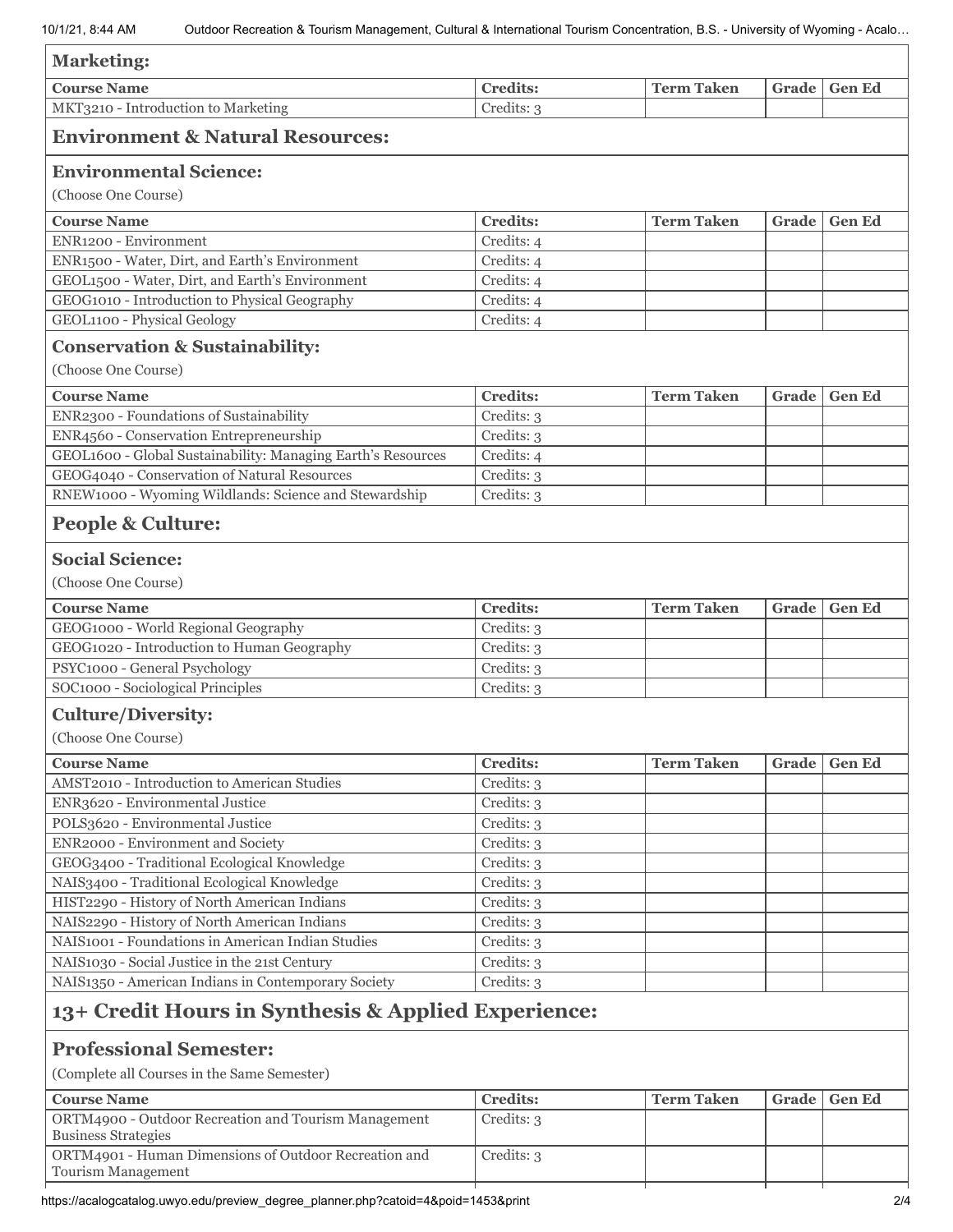### Marketing:

| Course Name | Credits: | Term Taken | Grade | Gen Ed |
|---|---|---|---|---|
| MKT3210 - Introduction to Marketing | Credits: 3 | | | |

## Environment & Natural Resources:

### Environmental Science:

(Choose One Course)

| Course Name | Credits: | Term Taken | Grade | Gen Ed |
|---|---|---|---|---|
| ENR1200 - Environment | Credits: 4 | | | |
| ENR1500 - Water, Dirt, and Earth's Environment | Credits: 4 | | | |
| GEOL1500 - Water, Dirt, and Earth's Environment | Credits: 4 | | | |
| GEOG1010 - Introduction to Physical Geography | Credits: 4 | | | |
| GEOL1100 - Physical Geology | Credits: 4 | | | |

### Conservation & Sustainability:

(Choose One Course)

| Course Name | Credits: | Term Taken | Grade | Gen Ed |
|---|---|---|---|---|
| ENR2300 - Foundations of Sustainability | Credits: 3 | | | |
| ENR4560 - Conservation Entrepreneurship | Credits: 3 | | | |
| GEOL1600 - Global Sustainability: Managing Earth's Resources | Credits: 4 | | | |
| GEOG4040 - Conservation of Natural Resources | Credits: 3 | | | |
| RNEW1000 - Wyoming Wildlands: Science and Stewardship | Credits: 3 | | | |

## People & Culture:

### Social Science:

(Choose One Course)

| Course Name | Credits: | Term Taken | Grade | Gen Ed |
|---|---|---|---|---|
| GEOG1000 - World Regional Geography | Credits: 3 | | | |
| GEOG1020 - Introduction to Human Geography | Credits: 3 | | | |
| PSYC1000 - General Psychology | Credits: 3 | | | |
| SOC1000 - Sociological Principles | Credits: 3 | | | |

### Culture/Diversity:

(Choose One Course)

| Course Name | Credits: | Term Taken | Grade | Gen Ed |
|---|---|---|---|---|
| AMST2010 - Introduction to American Studies | Credits: 3 | | | |
| ENR3620 - Environmental Justice | Credits: 3 | | | |
| POLS3620 - Environmental Justice | Credits: 3 | | | |
| ENR2000 - Environment and Society | Credits: 3 | | | |
| GEOG3400 - Traditional Ecological Knowledge | Credits: 3 | | | |
| NAIS3400 - Traditional Ecological Knowledge | Credits: 3 | | | |
| HIST2290 - History of North American Indians | Credits: 3 | | | |
| NAIS2290 - History of North American Indians | Credits: 3 | | | |
| NAIS1001 - Foundations in American Indian Studies | Credits: 3 | | | |
| NAIS1030 - Social Justice in the 21st Century | Credits: 3 | | | |
| NAIS1350 - American Indians in Contemporary Society | Credits: 3 | | | |

## 13+ Credit Hours in Synthesis & Applied Experience:

### Professional Semester:

(Complete all Courses in the Same Semester)

| Course Name | Credits: | Term Taken | Grade | Gen Ed |
|---|---|---|---|---|
| ORTM4900 - Outdoor Recreation and Tourism Management Business Strategies | Credits: 3 | | | |
| ORTM4901 - Human Dimensions of Outdoor Recreation and Tourism Management | Credits: 3 | | | |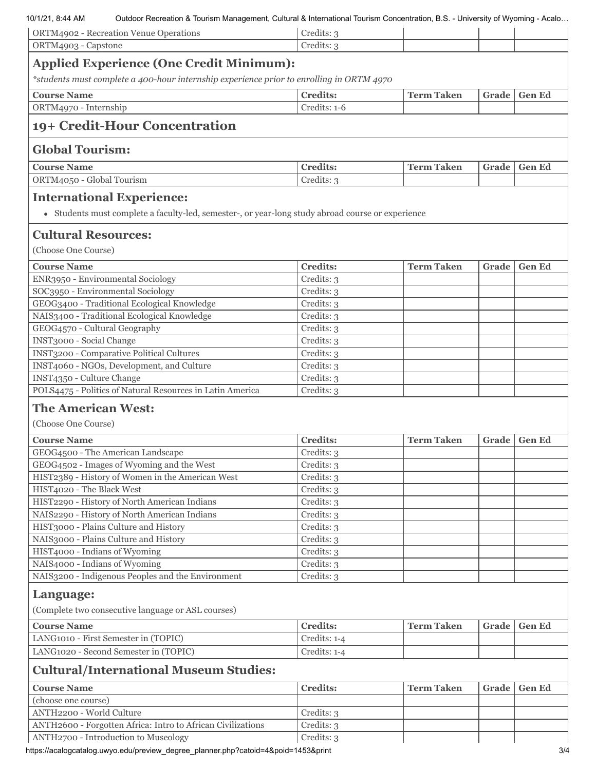| ORTM4902 - Recreation Venue Operations | Credits: 3 | | | |
|---|---|---|---|---|
| ORTM4903 - Capstone | Credits: 3 | | | |

## Applied Experience (One Credit Minimum):

*students must complete a 400-hour internship experience prior to enrolling in ORTM 4970*

| Course Name | Credits: | Term Taken | Grade | Gen Ed |
|---|---|---|---|---|
| ORTM4970 - Internship | Credits: 1-6 | | | |

## 19+ Credit-Hour Concentration

## Global Tourism:

| Course Name | Credits: | Term Taken | Grade | Gen Ed |
|---|---|---|---|---|
| ORTM4050 - Global Tourism | Credits: 3 | | | |

## International Experience:

- Students must complete a faculty-led, semester-, or year-long study abroad course or experience

## Cultural Resources:

(Choose One Course)

| Course Name | Credits: | Term Taken | Grade | Gen Ed |
|---|---|---|---|---|
| ENR3950 - Environmental Sociology | Credits: 3 | | | |
| SOC3950 - Environmental Sociology | Credits: 3 | | | |
| GEOG3400 - Traditional Ecological Knowledge | Credits: 3 | | | |
| NAIS3400 - Traditional Ecological Knowledge | Credits: 3 | | | |
| GEOG4570 - Cultural Geography | Credits: 3 | | | |
| INST3000 - Social Change | Credits: 3 | | | |
| INST3200 - Comparative Political Cultures | Credits: 3 | | | |
| INST4060 - NGOs, Development, and Culture | Credits: 3 | | | |
| INST4350 - Culture Change | Credits: 3 | | | |
| POLS4475 - Politics of Natural Resources in Latin America | Credits: 3 | | | |

## The American West:

(Choose One Course)

| Course Name | Credits: | Term Taken | Grade | Gen Ed |
|---|---|---|---|---|
| GEOG4500 - The American Landscape | Credits: 3 | | | |
| GEOG4502 - Images of Wyoming and the West | Credits: 3 | | | |
| HIST2389 - History of Women in the American West | Credits: 3 | | | |
| HIST4020 - The Black West | Credits: 3 | | | |
| HIST2290 - History of North American Indians | Credits: 3 | | | |
| NAIS2290 - History of North American Indians | Credits: 3 | | | |
| HIST3000 - Plains Culture and History | Credits: 3 | | | |
| NAIS3000 - Plains Culture and History | Credits: 3 | | | |
| HIST4000 - Indians of Wyoming | Credits: 3 | | | |
| NAIS4000 - Indians of Wyoming | Credits: 3 | | | |
| NAIS3200 - Indigenous Peoples and the Environment | Credits: 3 | | | |

## Language:

(Complete two consecutive language or ASL courses)

| Course Name | Credits: | Term Taken | Grade | Gen Ed |
|---|---|---|---|---|
| LANG1010 - First Semester in (TOPIC) | Credits: 1-4 | | | |
| LANG1020 - Second Semester in (TOPIC) | Credits: 1-4 | | | |

## Cultural/International Museum Studies:

| Course Name | Credits: | Term Taken | Grade | Gen Ed |
|---|---|---|---|---|
| (choose one course) | | | | |
| ANTH2200 - World Culture | Credits: 3 | | | |
| ANTH2600 - Forgotten Africa: Intro to African Civilizations | Credits: 3 | | | |
| ANTH2700 - Introduction to Museology | Credits: 3 | | | |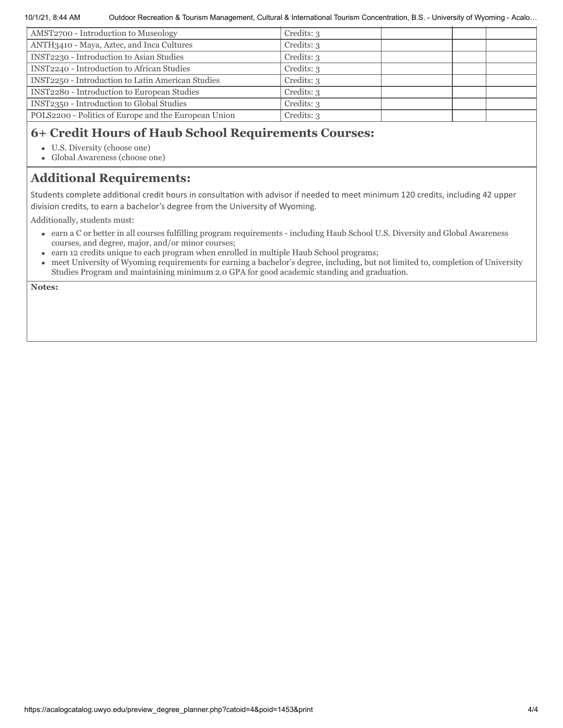| | | | | |
|---|---|---|---|---|
| AMST2700 - Introduction to Museology | Credits: 3 | | | |
| ANTH3410 - Maya, Aztec, and Inca Cultures | Credits: 3 | | | |
| INST2230 - Introduction to Asian Studies | Credits: 3 | | | |
| INST2240 - Introduction to African Studies | Credits: 3 | | | |
| INST2250 - Introduction to Latin American Studies | Credits: 3 | | | |
| INST2280 - Introduction to European Studies | Credits: 3 | | | |
| INST2350 - Introduction to Global Studies | Credits: 3 | | | |
| POLS2200 - Politics of Europe and the European Union | Credits: 3 | | | |

## 6+ Credit Hours of Haub School Requirements Courses:

- U.S. Diversity (choose one)
- Global Awareness (choose one)

## Additional Requirements:

Students complete additional credit hours in consultation with advisor if needed to meet minimum 120 credits, including 42 upper division credits, to earn a bachelor's degree from the University of Wyoming.

Additionally, students must:

- earn a C or better in all courses fulfilling program requirements - including Haub School U.S. Diversity and Global Awareness courses, and degree, major, and/or minor courses;
- earn 12 credits unique to each program when enrolled in multiple Haub School programs;
- meet University of Wyoming requirements for earning a bachelor's degree, including, but not limited to, completion of University Studies Program and maintaining minimum 2.0 GPA for good academic standing and graduation.

**Notes:**